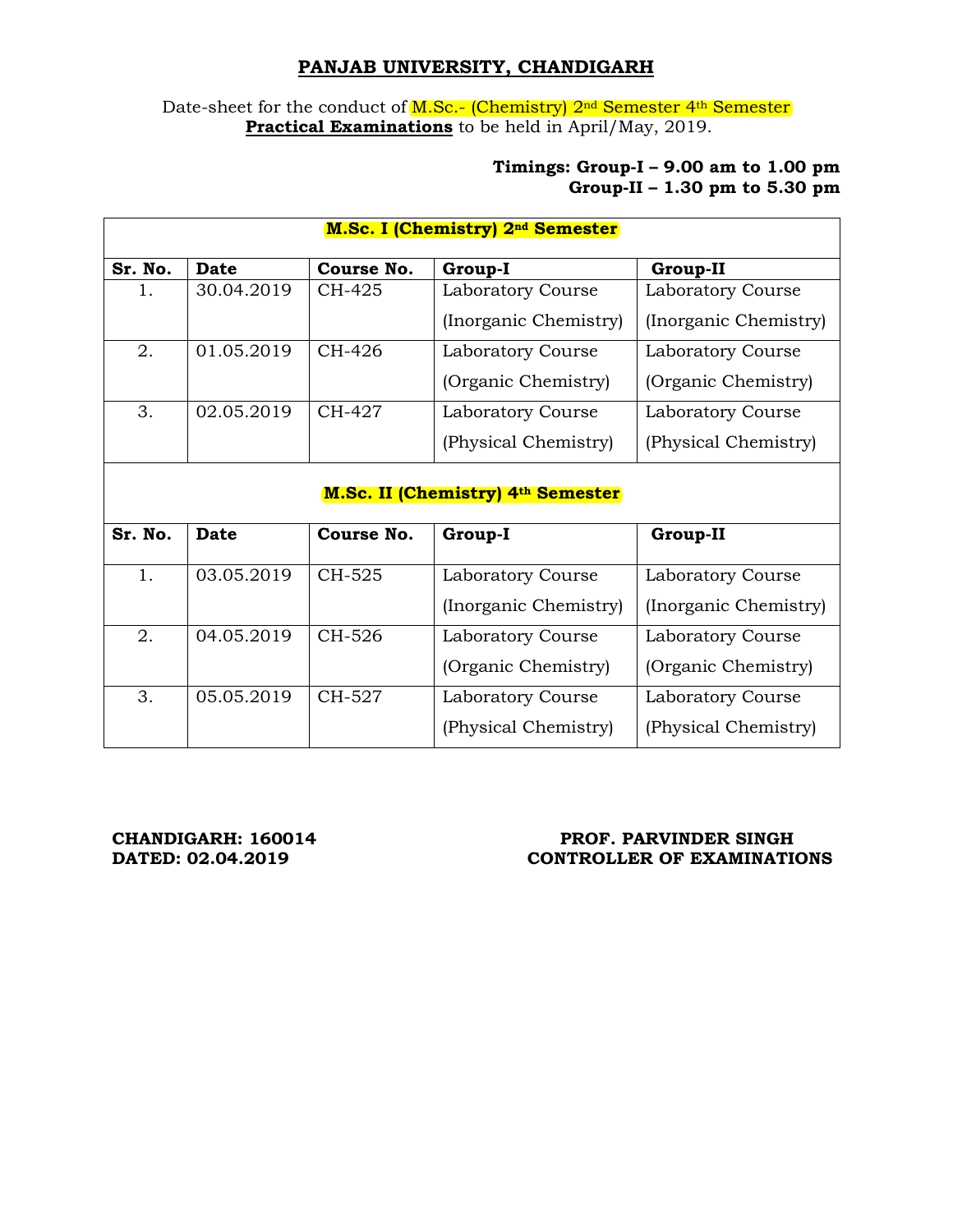# PANJAB UNIVERSITY, CHANDIGARH

Date-sheet for the conduct of M.Sc.- (Chemistry) 2nd Semester 4th Semester **Practical Examinations** to be held in April/May, 2019.

**Timings: Group-I – 9.00 am to 1.00 pm**
**Group-II – 1.30 pm to 5.30 pm**

| **M.Sc. I (Chemistry) 2nd Semester** | | | | |
|---|---|---|---|---|
| **Sr. No.** | **Date** | **Course No.** | **Group-I** | **Group-II** |
| 1. | 30.04.2019 | CH-425 | Laboratory Course (Inorganic Chemistry) | Laboratory Course (Inorganic Chemistry) |
| 2. | 01.05.2019 | CH-426 | Laboratory Course (Organic Chemistry) | Laboratory Course (Organic Chemistry) |
| 3. | 02.05.2019 | CH-427 | Laboratory Course (Physical Chemistry) | Laboratory Course (Physical Chemistry) |
| **M.Sc. II (Chemistry) 4th Semester** | | | | |
| **Sr. No.** | **Date** | **Course No.** | **Group-I** | **Group-II** |
| 1. | 03.05.2019 | CH-525 | Laboratory Course (Inorganic Chemistry) | Laboratory Course (Inorganic Chemistry) |
| 2. | 04.05.2019 | CH-526 | Laboratory Course (Organic Chemistry) | Laboratory Course (Organic Chemistry) |
| 3. | 05.05.2019 | CH-527 | Laboratory Course (Physical Chemistry) | Laboratory Course (Physical Chemistry) |

**CHANDIGARH: 160014**
**DATED: 02.04.2019**

**PROF. PARVINDER SINGH**
**CONTROLLER OF EXAMINATIONS**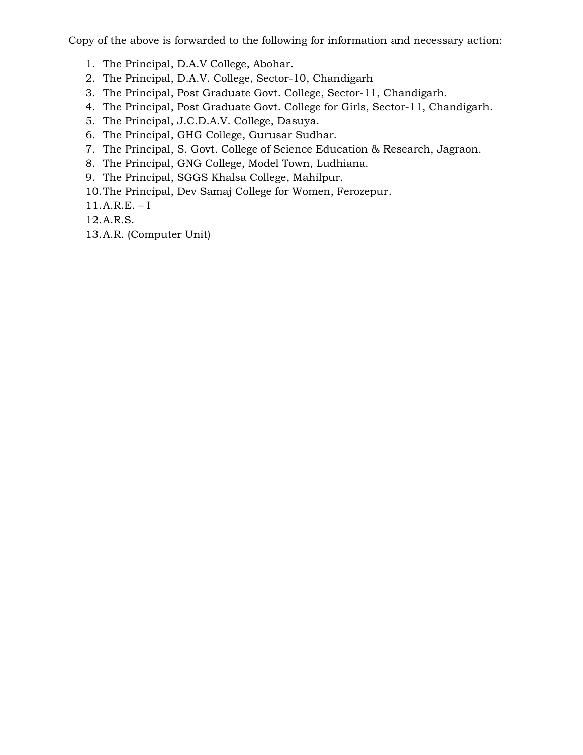Copy of the above is forwarded to the following for information and necessary action:

1. The Principal, D.A.V College, Abohar.
2. The Principal, D.A.V. College, Sector-10, Chandigarh
3. The Principal, Post Graduate Govt. College, Sector-11, Chandigarh.
4. The Principal, Post Graduate Govt. College for Girls, Sector-11, Chandigarh.
5. The Principal, J.C.D.A.V. College, Dasuya.
6. The Principal, GHG College, Gurusar Sudhar.
7. The Principal, S. Govt. College of Science Education & Research, Jagraon.
8. The Principal, GNG College, Model Town, Ludhiana.
9. The Principal, SGGS Khalsa College, Mahilpur.
10. The Principal, Dev Samaj College for Women, Ferozepur.
11. A.R.E. – I
12. A.R.S.
13. A.R. (Computer Unit)